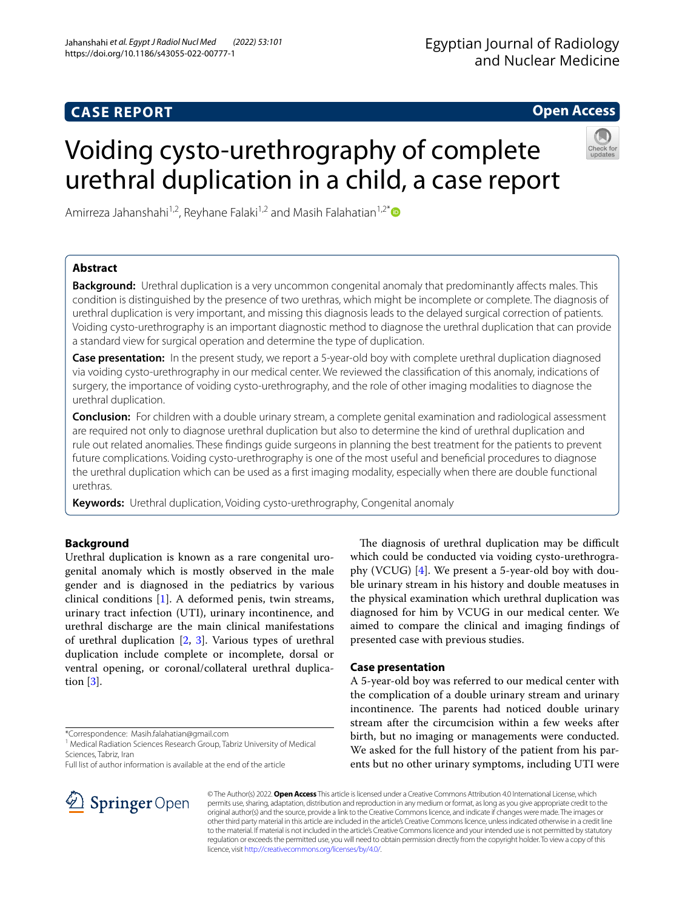CASE REPORT

Open Access

# Voiding cysto-urethrography of complete urethral duplication in a child, a case report

Amirreza Jahanshahi[1,2], Reyhane Falaki[1,2] and Masih Falahatian[1,2*]

## Abstract

**Background:** Urethral duplication is a very uncommon congenital anomaly that predominantly affects males. This condition is distinguished by the presence of two urethras, which might be incomplete or complete. The diagnosis of urethral duplication is very important, and missing this diagnosis leads to the delayed surgical correction of patients. Voiding cysto-urethrography is an important diagnostic method to diagnose the urethral duplication that can provide a standard view for surgical operation and determine the type of duplication.

**Case presentation:** In the present study, we report a 5-year-old boy with complete urethral duplication diagnosed via voiding cysto-urethrography in our medical center. We reviewed the classification of this anomaly, indications of surgery, the importance of voiding cysto-urethrography, and the role of other imaging modalities to diagnose the urethral duplication.

**Conclusion:** For children with a double urinary stream, a complete genital examination and radiological assessment are required not only to diagnose urethral duplication but also to determine the kind of urethral duplication and rule out related anomalies. These findings guide surgeons in planning the best treatment for the patients to prevent future complications. Voiding cysto-urethrography is one of the most useful and beneficial procedures to diagnose the urethral duplication which can be used as a first imaging modality, especially when there are double functional urethras.

**Keywords:** Urethral duplication, Voiding cysto-urethrography, Congenital anomaly

## Background

Urethral duplication is known as a rare congenital urogenital anomaly which is mostly observed in the male gender and is diagnosed in the pediatrics by various clinical conditions [1]. A deformed penis, twin streams, urinary tract infection (UTI), urinary incontinence, and urethral discharge are the main clinical manifestations of urethral duplication [2, 3]. Various types of urethral duplication include complete or incomplete, dorsal or ventral opening, or coronal/collateral urethral duplication [3].

The diagnosis of urethral duplication may be difficult which could be conducted via voiding cysto-urethrography (VCUG) [4]. We present a 5-year-old boy with double urinary stream in his history and double meatuses in the physical examination which urethral duplication was diagnosed for him by VCUG in our medical center. We aimed to compare the clinical and imaging findings of presented case with previous studies.

## Case presentation

A 5-year-old boy was referred to our medical center with the complication of a double urinary stream and urinary incontinence. The parents had noticed double urinary stream after the circumcision within a few weeks after birth, but no imaging or managements were conducted. We asked for the full history of the patient from his parents but no other urinary symptoms, including UTI were

*Correspondence: Masih.falahatian@gmail.com
[1] Medical Radiation Sciences Research Group, Tabriz University of Medical Sciences, Tabriz, Iran
Full list of author information is available at the end of the article

© The Author(s) 2022. **Open Access** This article is licensed under a Creative Commons Attribution 4.0 International License, which permits use, sharing, adaptation, distribution and reproduction in any medium or format, as long as you give appropriate credit to the original author(s) and the source, provide a link to the Creative Commons licence, and indicate if changes were made. The images or other third party material in this article are included in the article's Creative Commons licence, unless indicated otherwise in a credit line to the material. If material is not included in the article's Creative Commons licence and your intended use is not permitted by statutory regulation or exceeds the permitted use, you will need to obtain permission directly from the copyright holder. To view a copy of this licence, visit http://creativecommons.org/licenses/by/4.0/.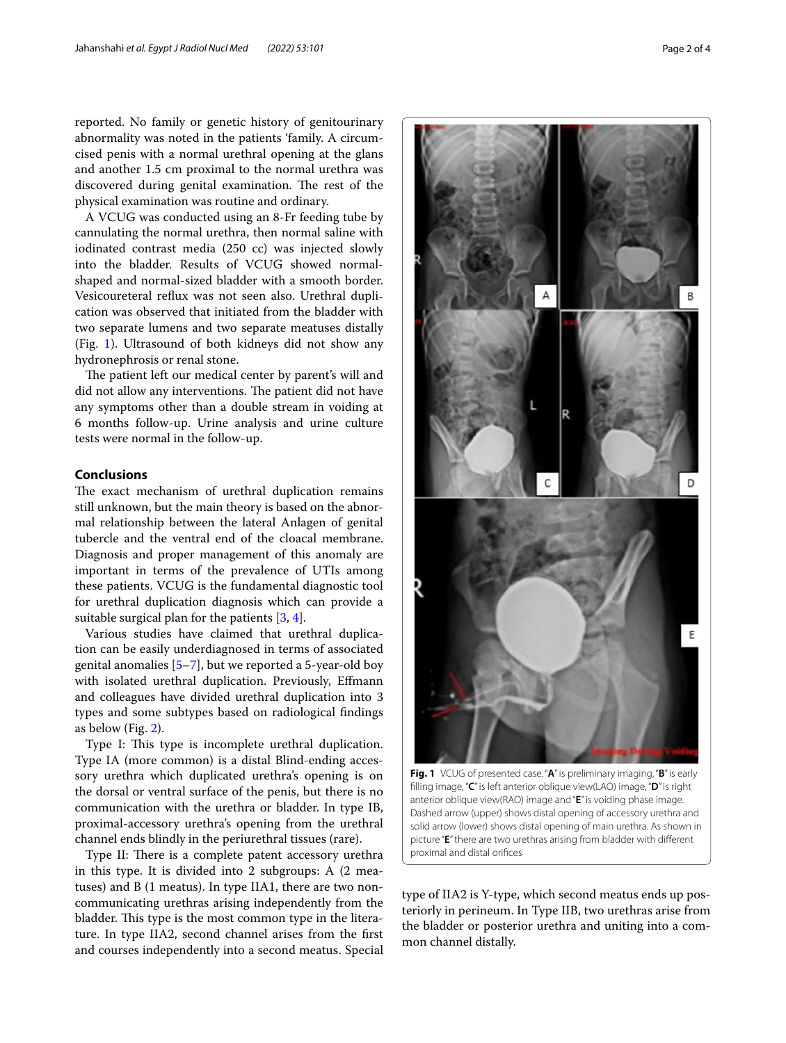reported. No family or genetic history of genitourinary abnormality was noted in the patients 'family. A circumcised penis with a normal urethral opening at the glans and another 1.5 cm proximal to the normal urethra was discovered during genital examination. The rest of the physical examination was routine and ordinary.

A VCUG was conducted using an 8-Fr feeding tube by cannulating the normal urethra, then normal saline with iodinated contrast media (250 cc) was injected slowly into the bladder. Results of VCUG showed normal-shaped and normal-sized bladder with a smooth border. Vesicoureteral reflux was not seen also. Urethral duplication was observed that initiated from the bladder with two separate lumens and two separate meatuses distally (Fig. 1). Ultrasound of both kidneys did not show any hydronephrosis or renal stone.

The patient left our medical center by parent's will and did not allow any interventions. The patient did not have any symptoms other than a double stream in voiding at 6 months follow-up. Urine analysis and urine culture tests were normal in the follow-up.

## Conclusions

The exact mechanism of urethral duplication remains still unknown, but the main theory is based on the abnormal relationship between the lateral Anlagen of genital tubercle and the ventral end of the cloacal membrane. Diagnosis and proper management of this anomaly are important in terms of the prevalence of UTIs among these patients. VCUG is the fundamental diagnostic tool for urethral duplication diagnosis which can provide a suitable surgical plan for the patients [3, 4].

Various studies have claimed that urethral duplication can be easily underdiagnosed in terms of associated genital anomalies [5–7], but we reported a 5-year-old boy with isolated urethral duplication. Previously, Effmann and colleagues have divided urethral duplication into 3 types and some subtypes based on radiological findings as below (Fig. 2).

Type I: This type is incomplete urethral duplication. Type IA (more common) is a distal Blind-ending accessory urethra which duplicated urethra's opening is on the dorsal or ventral surface of the penis, but there is no communication with the urethra or bladder. In type IB, proximal-accessory urethra's opening from the urethral channel ends blindly in the periurethral tissues (rare).

Type II: There is a complete patent accessory urethra in this type. It is divided into 2 subgroups: A (2 meatuses) and B (1 meatus). In type IIA1, there are two non-communicating urethras arising independently from the bladder. This type is the most common type in the literature. In type IIA2, second channel arises from the first and courses independently into a second meatus. Special type of IIA2 is Y-type, which second meatus ends up posteriorly in perineum. In Type IIB, two urethras arise from the bladder or posterior urethra and uniting into a common channel distally.

**Fig. 1** VCUG of presented case. "**A**" is preliminary imaging, "**B**" is early filling image, "**C**" is left anterior oblique view(LAO) image, "**D**" is right anterior oblique view(RAO) image and "**E**" is voiding phase image. Dashed arrow (upper) shows distal opening of accessory urethra and solid arrow (lower) shows distal opening of main urethra. As shown in picture "**E**" there are two urethras arising from bladder with different proximal and distal orifices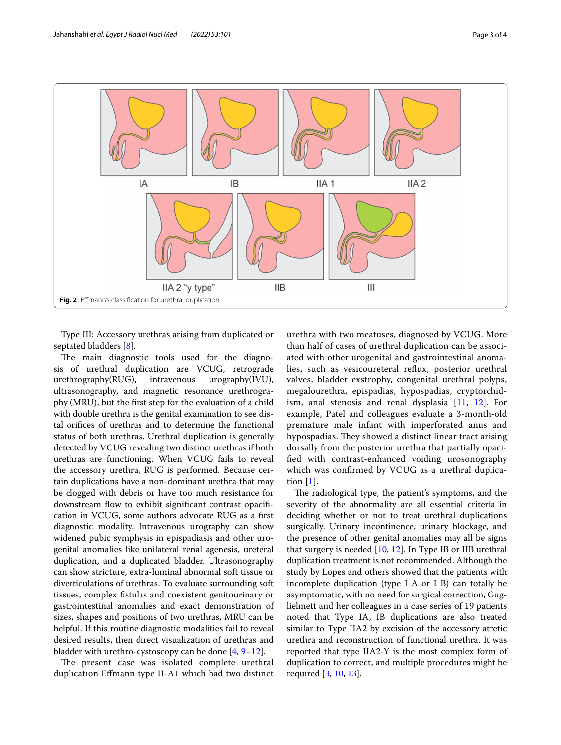IA

IB

IIA 1

IIA 2

IIA 2 "y type"

IIB

III

**Fig. 2** Effmann's classification for urethral duplication

Type III: Accessory urethras arising from duplicated or septated bladders [8].

The main diagnostic tools used for the diagnosis of urethral duplication are VCUG, retrograde urethrography(RUG), intravenous urography(IVU), ultrasonography, and magnetic resonance urethrography (MRU), but the first step for the evaluation of a child with double urethra is the genital examination to see distal orifices of urethras and to determine the functional status of both urethras. Urethral duplication is generally detected by VCUG revealing two distinct urethras if both urethras are functioning. When VCUG fails to reveal the accessory urethra, RUG is performed. Because certain duplications have a non-dominant urethra that may be clogged with debris or have too much resistance for downstream flow to exhibit significant contrast opacification in VCUG, some authors advocate RUG as a first diagnostic modality. Intravenous urography can show widened pubic symphysis in epispadiasis and other urogenital anomalies like unilateral renal agenesis, ureteral duplication, and a duplicated bladder. Ultrasonography can show stricture, extra-luminal abnormal soft tissue or diverticulations of urethras. To evaluate surrounding soft tissues, complex fistulas and coexistent genitourinary or gastrointestinal anomalies and exact demonstration of sizes, shapes and positions of two urethras, MRU can be helpful. If this routine diagnostic modalities fail to reveal desired results, then direct visualization of urethras and bladder with urethro-cystoscopy can be done [4, 9–12].

The present case was isolated complete urethral duplication Effmann type II-A1 which had two distinct urethra with two meatuses, diagnosed by VCUG. More than half of cases of urethral duplication can be associated with other urogenital and gastrointestinal anomalies, such as vesicoureteral reflux, posterior urethral valves, bladder exstrophy, congenital urethral polyps, megalourethra, epispadias, hypospadias, cryptorchidism, anal stenosis and renal dysplasia [11, 12]. For example, Patel and colleagues evaluate a 3-month-old premature male infant with imperforated anus and hypospadias. They showed a distinct linear tract arising dorsally from the posterior urethra that partially opacified with contrast-enhanced voiding urosonography which was confirmed by VCUG as a urethral duplication [1].

The radiological type, the patient's symptoms, and the severity of the abnormality are all essential criteria in deciding whether or not to treat urethral duplications surgically. Urinary incontinence, urinary blockage, and the presence of other genital anomalies may all be signs that surgery is needed [10, 12]. In Type IB or IIB urethral duplication treatment is not recommended. Although the study by Lopes and others showed that the patients with incomplete duplication (type I A or I B) can totally be asymptomatic, with no need for surgical correction, Guglielmett and her colleagues in a case series of 19 patients noted that Type IA, IB duplications are also treated similar to Type IIA2 by excision of the accessory atretic urethra and reconstruction of functional urethra. It was reported that type IIA2-Y is the most complex form of duplication to correct, and multiple procedures might be required [3, 10, 13].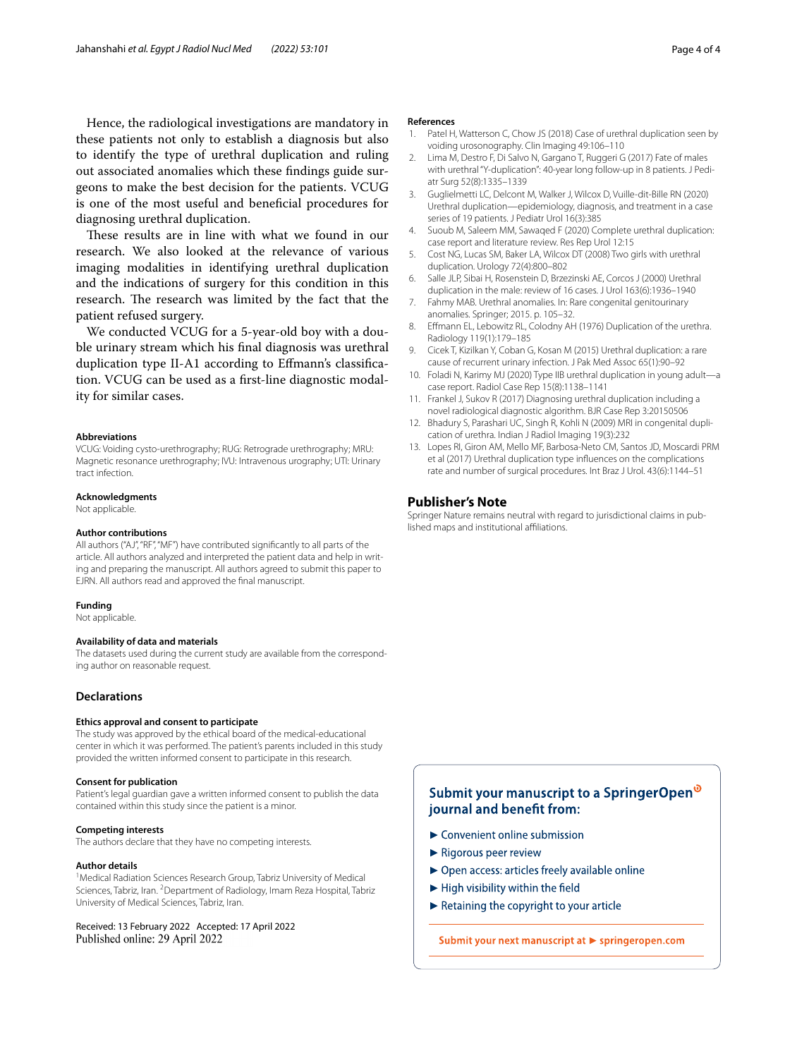Hence, the radiological investigations are mandatory in these patients not only to establish a diagnosis but also to identify the type of urethral duplication and ruling out associated anomalies which these findings guide surgeons to make the best decision for the patients. VCUG is one of the most useful and beneficial procedures for diagnosing urethral duplication.

These results are in line with what we found in our research. We also looked at the relevance of various imaging modalities in identifying urethral duplication and the indications of surgery for this condition in this research. The research was limited by the fact that the patient refused surgery.

We conducted VCUG for a 5-year-old boy with a double urinary stream which his final diagnosis was urethral duplication type II-A1 according to Effmann's classification. VCUG can be used as a first-line diagnostic modality for similar cases.

#### Abbreviations

VCUG: Voiding cysto-urethrography; RUG: Retrograde urethrography; MRU: Magnetic resonance urethrography; IVU: Intravenous urography; UTI: Urinary tract infection.

#### Acknowledgments

Not applicable.

#### Author contributions

All authors ("AJ", "RF", "MF") have contributed significantly to all parts of the article. All authors analyzed and interpreted the patient data and help in writing and preparing the manuscript. All authors agreed to submit this paper to EJRN. All authors read and approved the final manuscript.

#### Funding

Not applicable.

#### Availability of data and materials

The datasets used during the current study are available from the corresponding author on reasonable request.

### Declarations

#### Ethics approval and consent to participate

The study was approved by the ethical board of the medical-educational center in which it was performed. The patient's parents included in this study provided the written informed consent to participate in this research.

#### Consent for publication

Patient's legal guardian gave a written informed consent to publish the data contained within this study since the patient is a minor.

#### Competing interests

The authors declare that they have no competing interests.

#### Author details

[1]Medical Radiation Sciences Research Group, Tabriz University of Medical Sciences, Tabriz, Iran. [2]Department of Radiology, Imam Reza Hospital, Tabriz University of Medical Sciences, Tabriz, Iran.

Received: 13 February 2022 Accepted: 17 April 2022
Published online: 29 April 2022

#### References

1. Patel H, Watterson C, Chow JS (2018) Case of urethral duplication seen by voiding urosonography. Clin Imaging 49:106–110
2. Lima M, Destro F, Di Salvo N, Gargano T, Ruggeri G (2017) Fate of males with urethral "Y-duplication": 40-year long follow-up in 8 patients. J Pediatr Surg 52(8):1335–1339
3. Guglielmetti LC, Delcont M, Walker J, Wilcox D, Vuille-dit-Bille RN (2020) Urethral duplication—epidemiology, diagnosis, and treatment in a case series of 19 patients. J Pediatr Urol 16(3):385
4. Suoub M, Saleem MM, Sawaqed F (2020) Complete urethral duplication: case report and literature review. Res Rep Urol 12:15
5. Cost NG, Lucas SM, Baker LA, Wilcox DT (2008) Two girls with urethral duplication. Urology 72(4):800–802
6. Salle JLP, Sibai H, Rosenstein D, Brzezinski AE, Corcos J (2000) Urethral duplication in the male: review of 16 cases. J Urol 163(6):1936–1940
7. Fahmy MAB. Urethral anomalies. In: Rare congenital genitourinary anomalies. Springer; 2015. p. 105–32.
8. Effmann EL, Lebowitz RL, Colodny AH (1976) Duplication of the urethra. Radiology 119(1):179–185
9. Cicek T, Kizilkan Y, Coban G, Kosan M (2015) Urethral duplication: a rare cause of recurrent urinary infection. J Pak Med Assoc 65(1):90–92
10. Foladi N, Karimy MJ (2020) Type IIB urethral duplication in young adult—a case report. Radiol Case Rep 15(8):1138–1141
11. Frankel J, Sukov R (2017) Diagnosing urethral duplication including a novel radiological diagnostic algorithm. BJR Case Rep 3:20150506
12. Bhadury S, Parashari UC, Singh R, Kohli N (2009) MRI in congenital duplication of urethra. Indian J Radiol Imaging 19(3):232
13. Lopes RI, Giron AM, Mello MF, Barbosa-Neto CM, Santos JD, Moscardi PRM et al (2017) Urethral duplication type influences on the complications rate and number of surgical procedures. Int Braz J Urol. 43(6):1144–51

## Publisher's Note

Springer Nature remains neutral with regard to jurisdictional claims in published maps and institutional affiliations.